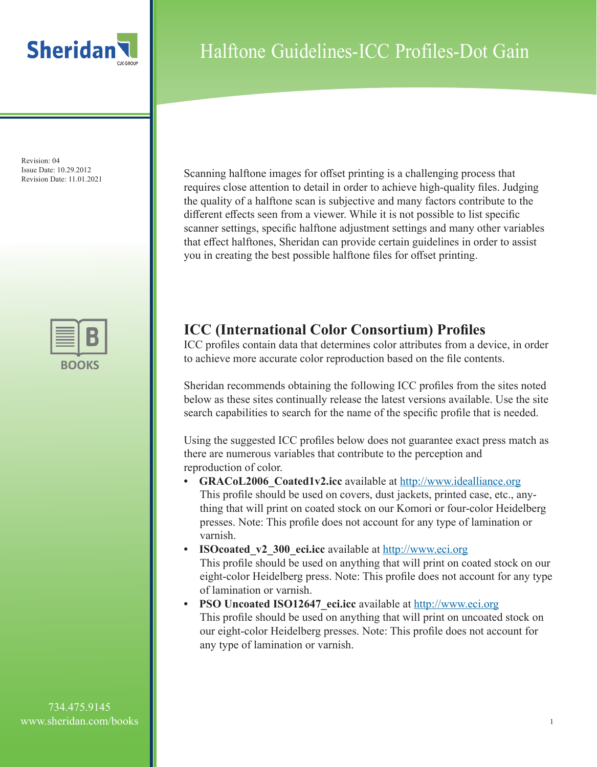# Halftone Guidelines-ICC Profiles-Dot Gain

Revision: 04
Issue Date: 10.29.2012
Revision Date: 11.01.2021

Scanning halftone images for offset printing is a challenging process that requires close attention to detail in order to achieve high-quality files. Judging the quality of a halftone scan is subjective and many factors contribute to the different effects seen from a viewer. While it is not possible to list specific scanner settings, specific halftone adjustment settings and many other variables that effect halftones, Sheridan can provide certain guidelines in order to assist you in creating the best possible halftone files for offset printing.

## ICC (International Color Consortium) Profiles

ICC profiles contain data that determines color attributes from a device, in order to achieve more accurate color reproduction based on the file contents.

Sheridan recommends obtaining the following ICC profiles from the sites noted below as these sites continually release the latest versions available. Use the site search capabilities to search for the name of the specific profile that is needed.

Using the suggested ICC profiles below does not guarantee exact press match as there are numerous variables that contribute to the perception and reproduction of color.

- **GRACoL2006_Coated1v2.icc** available at http://www.idealliance.org
  This profile should be used on covers, dust jackets, printed case, etc., anything that will print on coated stock on our Komori or four-color Heidelberg presses. Note: This profile does not account for any type of lamination or varnish.
- **ISOcoated_v2_300_eci.icc** available at http://www.eci.org
  This profile should be used on anything that will print on coated stock on our eight-color Heidelberg press. Note: This profile does not account for any type of lamination or varnish.
- **PSO Uncoated ISO12647_eci.icc** available at http://www.eci.org
  This profile should be used on anything that will print on uncoated stock on our eight-color Heidelberg presses. Note: This profile does not account for any type of lamination or varnish.

734.475.9145
www.sheridan.com/books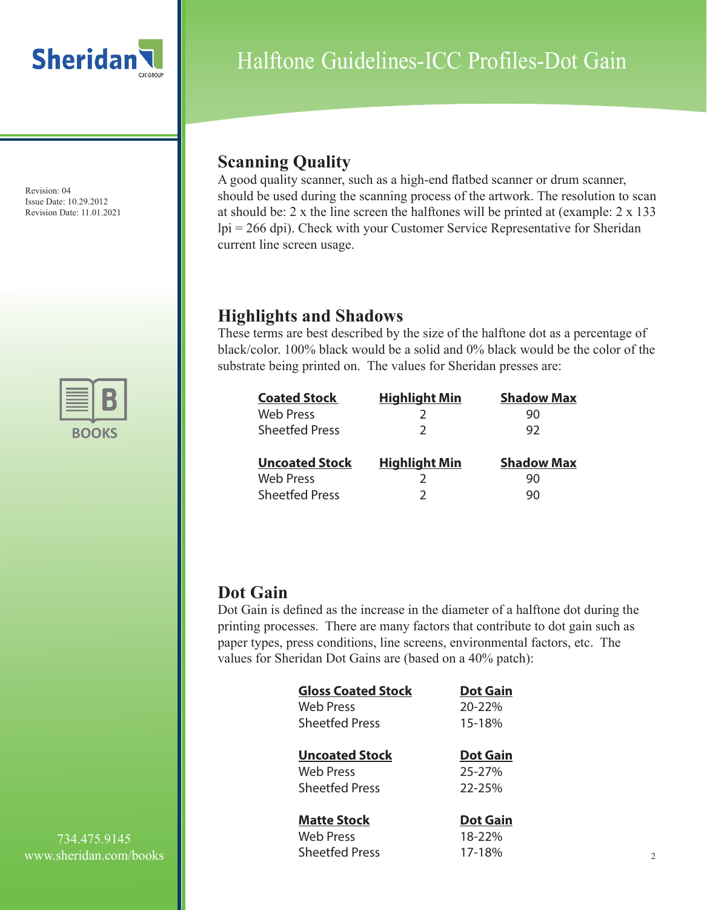# Halftone Guidelines-ICC Profiles-Dot Gain

Revision: 04
Issue Date: 10.29.2012
Revision Date: 11.01.2021

## Scanning Quality

A good quality scanner, such as a high-end flatbed scanner or drum scanner, should be used during the scanning process of the artwork. The resolution to scan at should be: 2 x the line screen the halftones will be printed at (example: 2 x 133 lpi = 266 dpi). Check with your Customer Service Representative for Sheridan current line screen usage.

## Highlights and Shadows

These terms are best described by the size of the halftone dot as a percentage of black/color. 100% black would be a solid and 0% black would be the color of the substrate being printed on. The values for Sheridan presses are:

| Coated Stock | Highlight Min | Shadow Max |
|---|---|---|
| Web Press | 2 | 90 |
| Sheetfed Press | 2 | 92 |

| Uncoated Stock | Highlight Min | Shadow Max |
|---|---|---|
| Web Press | 2 | 90 |
| Sheetfed Press | 2 | 90 |

## Dot Gain

Dot Gain is defined as the increase in the diameter of a halftone dot during the printing processes. There are many factors that contribute to dot gain such as paper types, press conditions, line screens, environmental factors, etc. The values for Sheridan Dot Gains are (based on a 40% patch):

| Gloss Coated Stock | Dot Gain |
|---|---|
| Web Press | 20-22% |
| Sheetfed Press | 15-18% |

| Uncoated Stock | Dot Gain |
|---|---|
| Web Press | 25-27% |
| Sheetfed Press | 22-25% |

| Matte Stock | Dot Gain |
|---|---|
| Web Press | 18-22% |
| Sheetfed Press | 17-18% |

734.475.9145
www.sheridan.com/books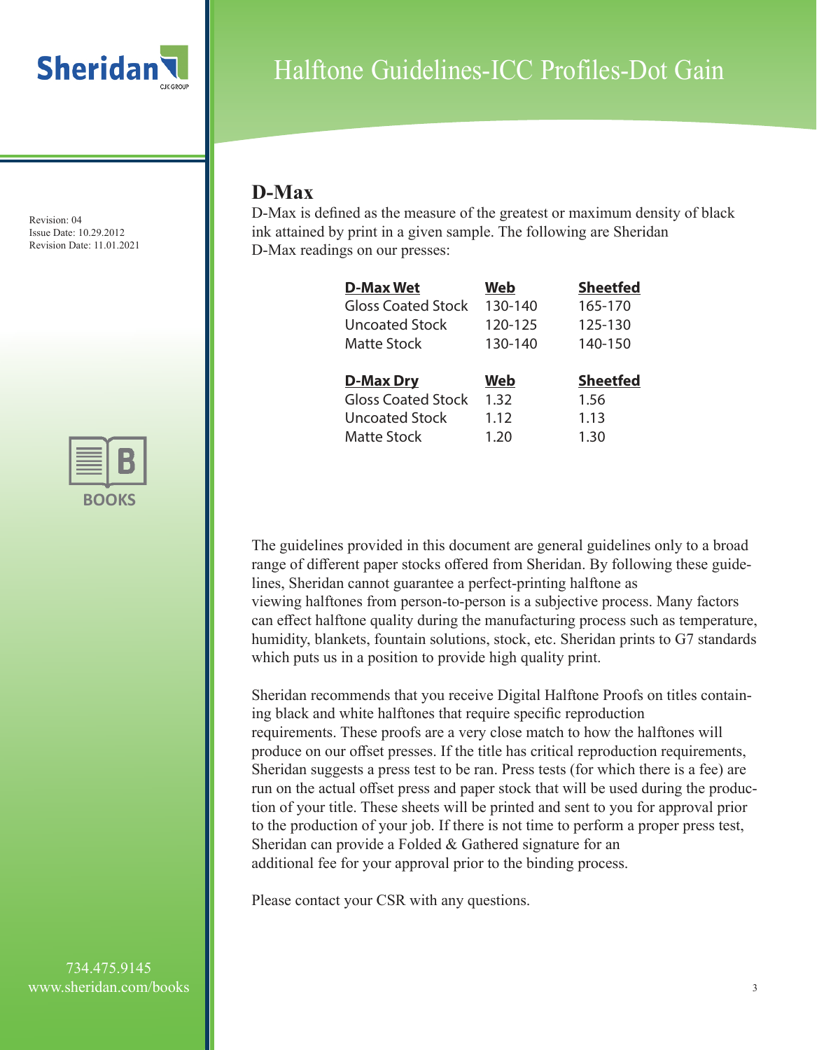# Halftone Guidelines-ICC Profiles-Dot Gain

Revision: 04
Issue Date: 10.29.2012
Revision Date: 11.01.2021

## D-Max

D-Max is defined as the measure of the greatest or maximum density of black ink attained by print in a given sample. The following are Sheridan D-Max readings on our presses:

| D-Max Wet | Web | Sheetfed |
|---|---|---|
| Gloss Coated Stock | 130-140 | 165-170 |
| Uncoated Stock | 120-125 | 125-130 |
| Matte Stock | 130-140 | 140-150 |

| D-Max Dry | Web | Sheetfed |
|---|---|---|
| Gloss Coated Stock | 1.32 | 1.56 |
| Uncoated Stock | 1.12 | 1.13 |
| Matte Stock | 1.20 | 1.30 |

The guidelines provided in this document are general guidelines only to a broad range of different paper stocks offered from Sheridan. By following these guidelines, Sheridan cannot guarantee a perfect-printing halftone as viewing halftones from person-to-person is a subjective process. Many factors can effect halftone quality during the manufacturing process such as temperature, humidity, blankets, fountain solutions, stock, etc. Sheridan prints to G7 standards which puts us in a position to provide high quality print.

Sheridan recommends that you receive Digital Halftone Proofs on titles containing black and white halftones that require specific reproduction requirements. These proofs are a very close match to how the halftones will produce on our offset presses. If the title has critical reproduction requirements, Sheridan suggests a press test to be ran. Press tests (for which there is a fee) are run on the actual offset press and paper stock that will be used during the production of your title. These sheets will be printed and sent to you for approval prior to the production of your job. If there is not time to perform a proper press test, Sheridan can provide a Folded & Gathered signature for an additional fee for your approval prior to the binding process.

Please contact your CSR with any questions.

734.475.9145
www.sheridan.com/books